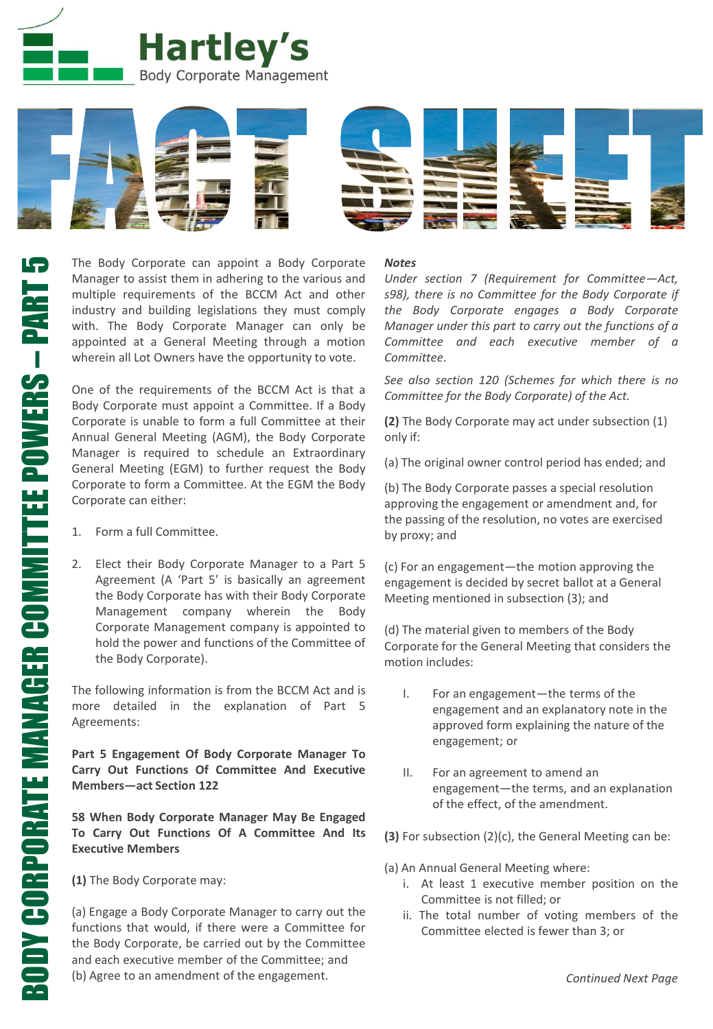# Hartley's

Body Corporate Management

# FACT SHEET

## BODY CORPORATE MANAGER COMMITTEE POWERS – PART 5

The Body Corporate can appoint a Body Corporate Manager to assist them in adhering to the various and multiple requirements of the BCCM Act and other industry and building legislations they must comply with. The Body Corporate Manager can only be appointed at a General Meeting through a motion wherein all Lot Owners have the opportunity to vote.

One of the requirements of the BCCM Act is that a Body Corporate must appoint a Committee. If a Body Corporate is unable to form a full Committee at their Annual General Meeting (AGM), the Body Corporate Manager is required to schedule an Extraordinary General Meeting (EGM) to further request the Body Corporate to form a Committee. At the EGM the Body Corporate can either:

1. Form a full Committee.
2. Elect their Body Corporate Manager to a Part 5 Agreement (A 'Part 5' is basically an agreement the Body Corporate has with their Body Corporate Management company wherein the Body Corporate Management company is appointed to hold the power and functions of the Committee of the Body Corporate).

The following information is from the BCCM Act and is more detailed in the explanation of Part 5 Agreements:

**Part 5 Engagement Of Body Corporate Manager To Carry Out Functions Of Committee And Executive Members—act Section 122**

**58 When Body Corporate Manager May Be Engaged To Carry Out Functions Of A Committee And Its Executive Members**

**(1)** The Body Corporate may:

(a) Engage a Body Corporate Manager to carry out the functions that would, if there were a Committee for the Body Corporate, be carried out by the Committee and each executive member of the Committee; and
(b) Agree to an amendment of the engagement.

***Notes***

*Under section 7 (Requirement for Committee—Act, s98), there is no Committee for the Body Corporate if the Body Corporate engages a Body Corporate Manager under this part to carry out the functions of a Committee and each executive member of a Committee.*

*See also section 120 (Schemes for which there is no Committee for the Body Corporate) of the Act.*

**(2)** The Body Corporate may act under subsection (1) only if:

(a) The original owner control period has ended; and

(b) The Body Corporate passes a special resolution approving the engagement or amendment and, for the passing of the resolution, no votes are exercised by proxy; and

(c) For an engagement—the motion approving the engagement is decided by secret ballot at a General Meeting mentioned in subsection (3); and

(d) The material given to members of the Body Corporate for the General Meeting that considers the motion includes:

I. For an engagement—the terms of the engagement and an explanatory note in the approved form explaining the nature of the engagement; or

II. For an agreement to amend an engagement—the terms, and an explanation of the effect, of the amendment.

**(3)** For subsection (2)(c), the General Meeting can be:

(a) An Annual General Meeting where:
i. At least 1 executive member position on the Committee is not filled; or
ii. The total number of voting members of the Committee elected is fewer than 3; or

*Continued Next Page*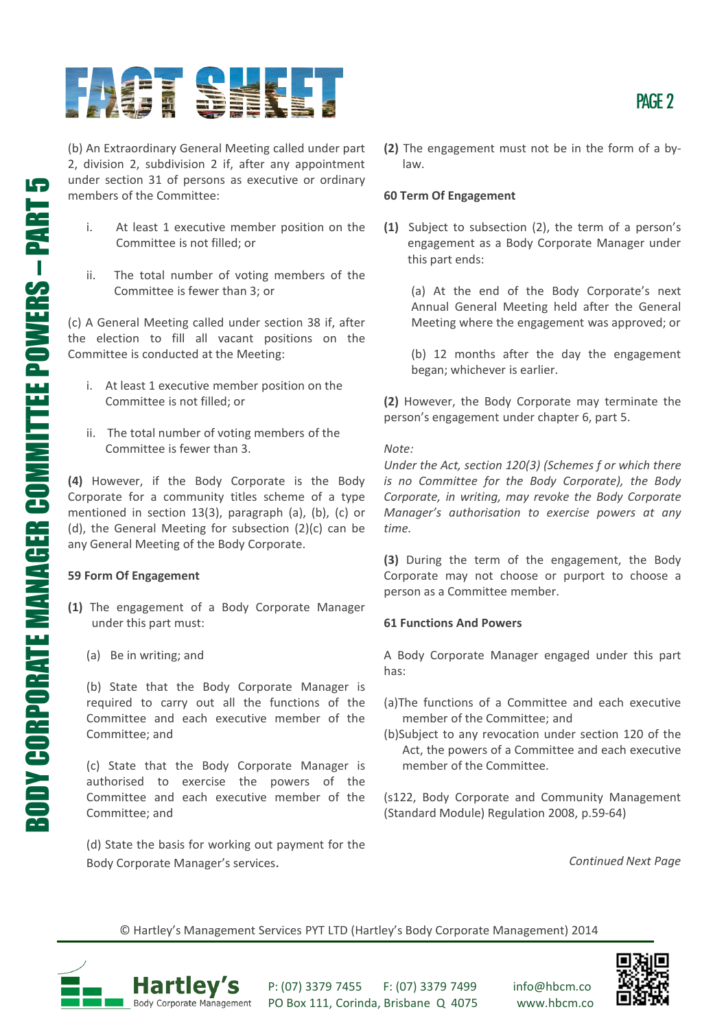(b) An Extraordinary General Meeting called under part 2, division 2, subdivision 2 if, after any appointment under section 31 of persons as executive or ordinary members of the Committee:

i. At least 1 executive member position on the Committee is not filled; or

ii. The total number of voting members of the Committee is fewer than 3; or

(c) A General Meeting called under section 38 if, after the election to fill all vacant positions on the Committee is conducted at the Meeting:

i. At least 1 executive member position on the Committee is not filled; or

ii. The total number of voting members of the Committee is fewer than 3.

**(4)** However, if the Body Corporate is the Body Corporate for a community titles scheme of a type mentioned in section 13(3), paragraph (a), (b), (c) or (d), the General Meeting for subsection (2)(c) can be any General Meeting of the Body Corporate.

**59 Form Of Engagement**

**(1)** The engagement of a Body Corporate Manager under this part must:

(a) Be in writing; and

(b) State that the Body Corporate Manager is required to carry out all the functions of the Committee and each executive member of the Committee; and

(c) State that the Body Corporate Manager is authorised to exercise the powers of the Committee and each executive member of the Committee; and

(d) State the basis for working out payment for the Body Corporate Manager's services.

**(2)** The engagement must not be in the form of a by-law.

**60 Term Of Engagement**

**(1)** Subject to subsection (2), the term of a person's engagement as a Body Corporate Manager under this part ends:

(a) At the end of the Body Corporate's next Annual General Meeting held after the General Meeting where the engagement was approved; or

(b) 12 months after the day the engagement began; whichever is earlier.

**(2)** However, the Body Corporate may terminate the person's engagement under chapter 6, part 5.

*Note:*
*Under the Act, section 120(3) (Schemes f or which there is no Committee for the Body Corporate), the Body Corporate, in writing, may revoke the Body Corporate Manager's authorisation to exercise powers at any time.*

**(3)** During the term of the engagement, the Body Corporate may not choose or purport to choose a person as a Committee member.

**61 Functions And Powers**

A Body Corporate Manager engaged under this part has:

(a) The functions of a Committee and each executive member of the Committee; and

(b) Subject to any revocation under section 120 of the Act, the powers of a Committee and each executive member of the Committee.

(s122, Body Corporate and Community Management (Standard Module) Regulation 2008, p.59-64)

*Continued Next Page*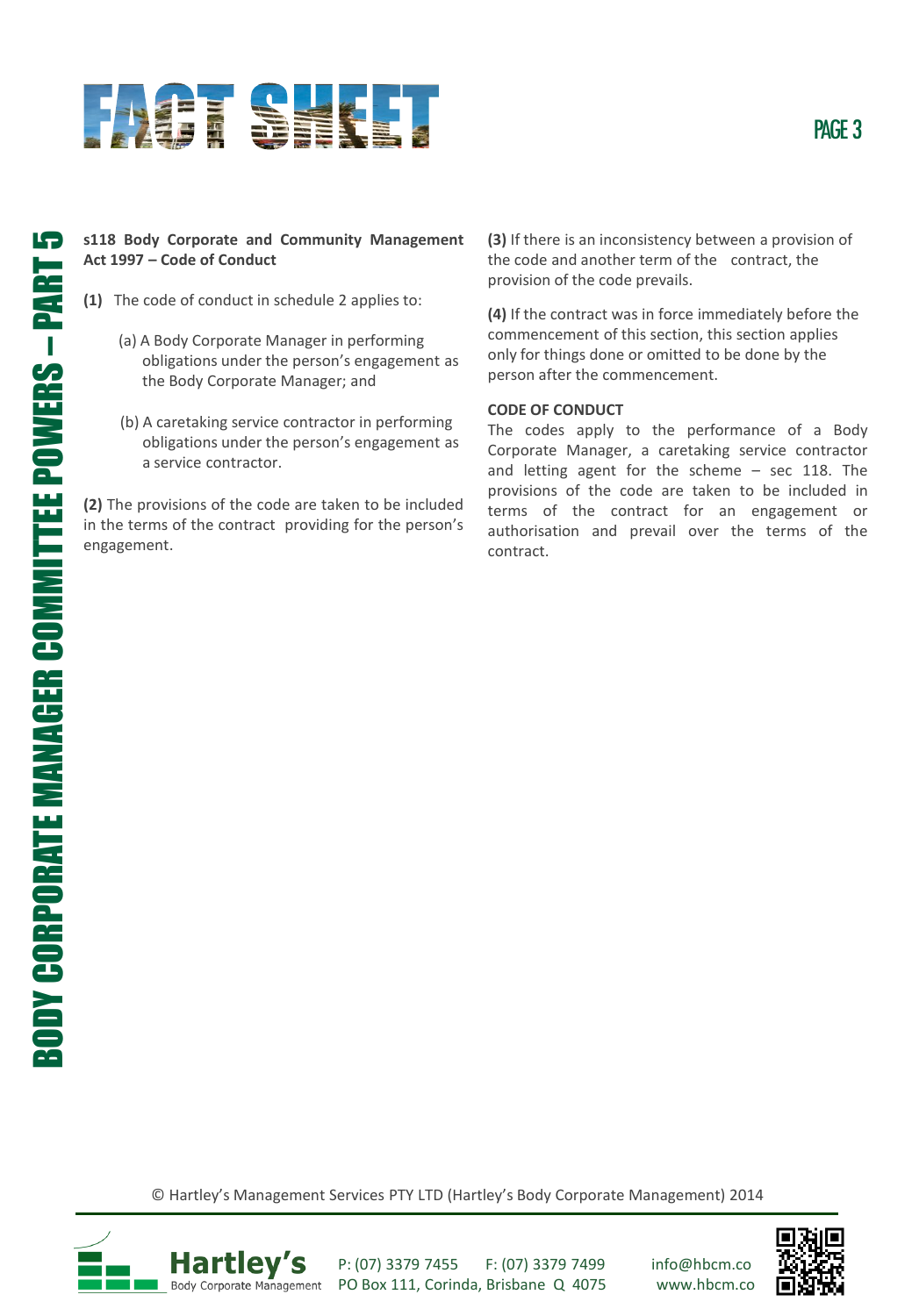**s118 Body Corporate and Community Management Act 1997 – Code of Conduct**

**(1)** The code of conduct in schedule 2 applies to:

(a) A Body Corporate Manager in performing obligations under the person's engagement as the Body Corporate Manager; and

(b) A caretaking service contractor in performing obligations under the person's engagement as a service contractor.

**(2)** The provisions of the code are taken to be included in the terms of the contract providing for the person's engagement.

**(3)** If there is an inconsistency between a provision of the code and another term of the contract, the provision of the code prevails.

**(4)** If the contract was in force immediately before the commencement of this section, this section applies only for things done or omitted to be done by the person after the commencement.

**CODE OF CONDUCT**

The codes apply to the performance of a Body Corporate Manager, a caretaking service contractor and letting agent for the scheme – sec 118. The provisions of the code are taken to be included in terms of the contract for an engagement or authorisation and prevail over the terms of the contract.

© Hartley's Management Services PTY LTD (Hartley's Body Corporate Management) 2014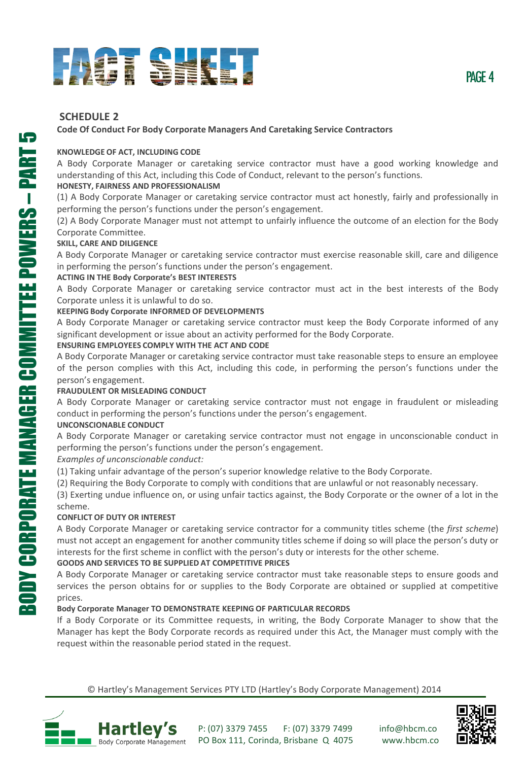## SCHEDULE 2

**Code Of Conduct For Body Corporate Managers And Caretaking Service Contractors**

**KNOWLEDGE OF ACT, INCLUDING CODE**

A Body Corporate Manager or caretaking service contractor must have a good working knowledge and understanding of this Act, including this Code of Conduct, relevant to the person's functions.

**HONESTY, FAIRNESS AND PROFESSIONALISM**

(1) A Body Corporate Manager or caretaking service contractor must act honestly, fairly and professionally in performing the person's functions under the person's engagement.

(2) A Body Corporate Manager must not attempt to unfairly influence the outcome of an election for the Body Corporate Committee.

**SKILL, CARE AND DILIGENCE**

A Body Corporate Manager or caretaking service contractor must exercise reasonable skill, care and diligence in performing the person's functions under the person's engagement.

**ACTING IN THE Body Corporate's BEST INTERESTS**

A Body Corporate Manager or caretaking service contractor must act in the best interests of the Body Corporate unless it is unlawful to do so.

**KEEPING Body Corporate INFORMED OF DEVELOPMENTS**

A Body Corporate Manager or caretaking service contractor must keep the Body Corporate informed of any significant development or issue about an activity performed for the Body Corporate.

**ENSURING EMPLOYEES COMPLY WITH THE ACT AND CODE**

A Body Corporate Manager or caretaking service contractor must take reasonable steps to ensure an employee of the person complies with this Act, including this code, in performing the person's functions under the person's engagement.

**FRAUDULENT OR MISLEADING CONDUCT**

A Body Corporate Manager or caretaking service contractor must not engage in fraudulent or misleading conduct in performing the person's functions under the person's engagement.

**UNCONSCIONABLE CONDUCT**

A Body Corporate Manager or caretaking service contractor must not engage in unconscionable conduct in performing the person's functions under the person's engagement.

*Examples of unconscionable conduct:*

(1) Taking unfair advantage of the person's superior knowledge relative to the Body Corporate.

(2) Requiring the Body Corporate to comply with conditions that are unlawful or not reasonably necessary.

(3) Exerting undue influence on, or using unfair tactics against, the Body Corporate or the owner of a lot in the scheme.

**CONFLICT OF DUTY OR INTEREST**

A Body Corporate Manager or caretaking service contractor for a community titles scheme (the *first scheme*) must not accept an engagement for another community titles scheme if doing so will place the person's duty or interests for the first scheme in conflict with the person's duty or interests for the other scheme.

**GOODS AND SERVICES TO BE SUPPLIED AT COMPETITIVE PRICES**

A Body Corporate Manager or caretaking service contractor must take reasonable steps to ensure goods and services the person obtains for or supplies to the Body Corporate are obtained or supplied at competitive prices.

**Body Corporate Manager TO DEMONSTRATE KEEPING OF PARTICULAR RECORDS**

If a Body Corporate or its Committee requests, in writing, the Body Corporate Manager to show that the Manager has kept the Body Corporate records as required under this Act, the Manager must comply with the request within the reasonable period stated in the request.

© Hartley's Management Services PTY LTD (Hartley's Body Corporate Management) 2014

Hartley's Body Corporate Management

P: (07) 3379 7455 F: (07) 3379 7499 PO Box 111, Corinda, Brisbane Q 4075

info@hbcm.co www.hbcm.co